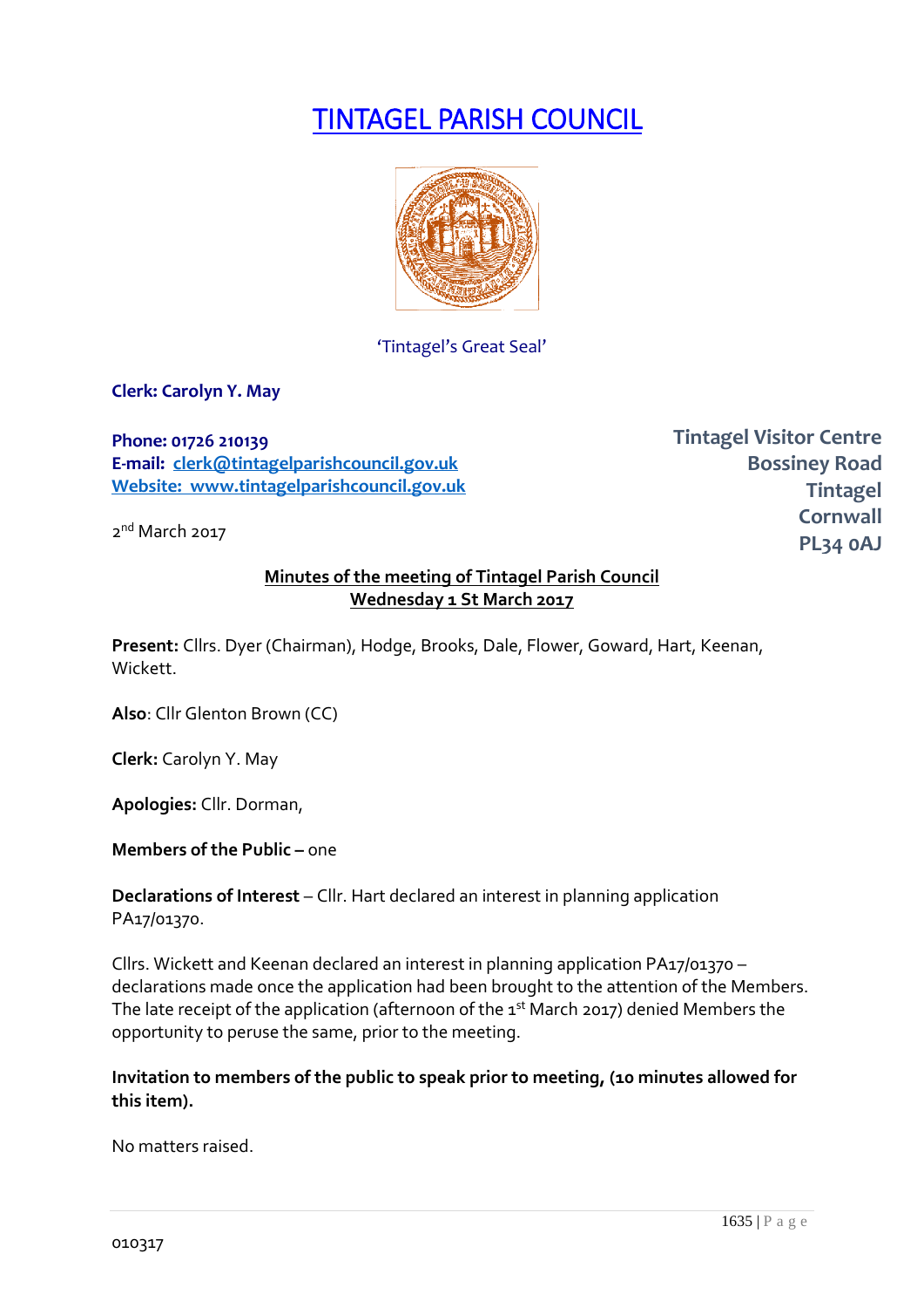# TINTAGEL PARISH COUNCIL

'Tintagel's Great Seal'

**Clerk: Carolyn Y. May**

**Phone: 01726 210139**
**E-mail: clerk@tintagelparishcouncil.gov.uk**
**Website: www.tintagelparishcouncil.gov.uk**

**Tintagel Visitor Centre**
**Bossiney Road**
**Tintagel**
**Cornwall**
**PL34 0AJ**

2nd March 2017

**Minutes of the meeting of Tintagel Parish Council**
**Wednesday 1 St March 2017**

**Present:** Cllrs. Dyer (Chairman), Hodge, Brooks, Dale, Flower, Goward, Hart, Keenan, Wickett.

**Also**: Cllr Glenton Brown (CC)

**Clerk:** Carolyn Y. May

**Apologies:** Cllr. Dorman,

**Members of the Public –** one

**Declarations of Interest** – Cllr. Hart declared an interest in planning application PA17/01370.

Cllrs. Wickett and Keenan declared an interest in planning application PA17/01370 – declarations made once the application had been brought to the attention of the Members. The late receipt of the application (afternoon of the 1st March 2017) denied Members the opportunity to peruse the same, prior to the meeting.

**Invitation to members of the public to speak prior to meeting, (10 minutes allowed for this item).**

No matters raised.

010317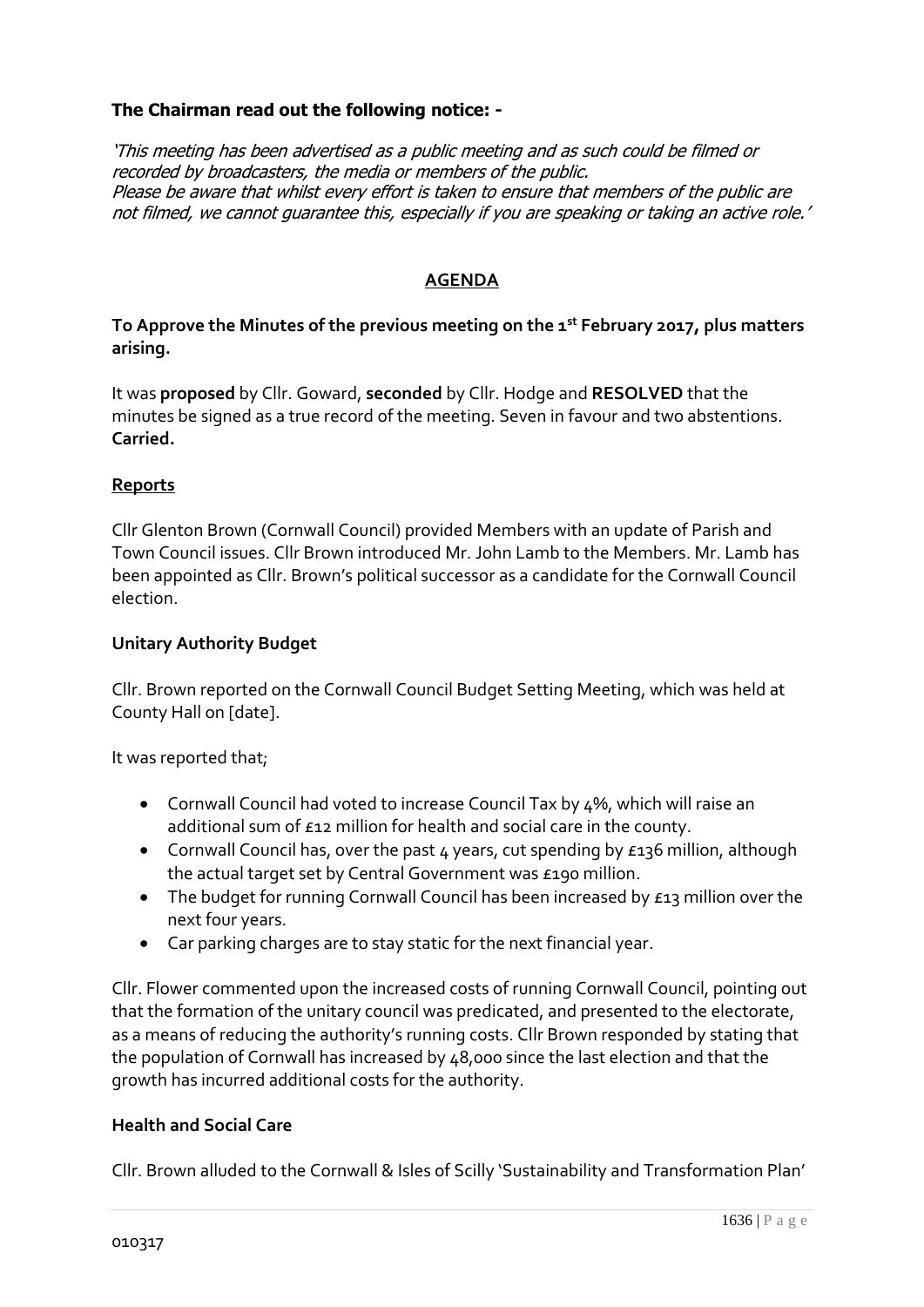**The Chairman read out the following notice: -**

*'This meeting has been advertised as a public meeting and as such could be filmed or recorded by broadcasters, the media or members of the public. Please be aware that whilst every effort is taken to ensure that members of the public are not filmed, we cannot guarantee this, especially if you are speaking or taking an active role.'*

## AGENDA

**To Approve the Minutes of the previous meeting on the 1st February 2017, plus matters arising.**

It was **proposed** by Cllr. Goward, **seconded** by Cllr. Hodge and **RESOLVED** that the minutes be signed as a true record of the meeting. Seven in favour and two abstentions. **Carried.**

**Reports**

Cllr Glenton Brown (Cornwall Council) provided Members with an update of Parish and Town Council issues. Cllr Brown introduced Mr. John Lamb to the Members. Mr. Lamb has been appointed as Cllr. Brown's political successor as a candidate for the Cornwall Council election.

**Unitary Authority Budget**

Cllr. Brown reported on the Cornwall Council Budget Setting Meeting, which was held at County Hall on [date].

It was reported that;

- Cornwall Council had voted to increase Council Tax by 4%, which will raise an additional sum of £12 million for health and social care in the county.
- Cornwall Council has, over the past 4 years, cut spending by £136 million, although the actual target set by Central Government was £190 million.
- The budget for running Cornwall Council has been increased by £13 million over the next four years.
- Car parking charges are to stay static for the next financial year.

Cllr. Flower commented upon the increased costs of running Cornwall Council, pointing out that the formation of the unitary council was predicated, and presented to the electorate, as a means of reducing the authority's running costs. Cllr Brown responded by stating that the population of Cornwall has increased by 48,000 since the last election and that the growth has incurred additional costs for the authority.

**Health and Social Care**

Cllr. Brown alluded to the Cornwall & Isles of Scilly 'Sustainability and Transformation Plan'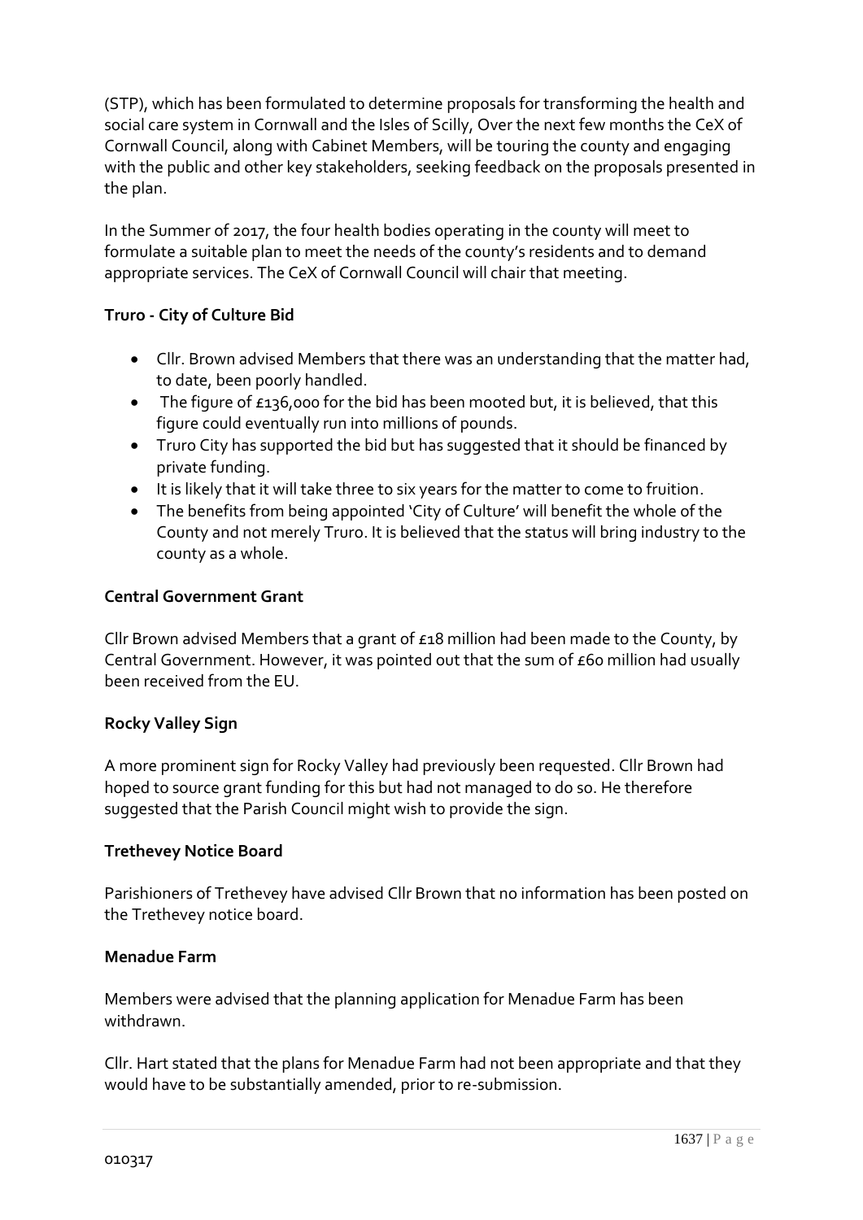(STP), which has been formulated to determine proposals for transforming the health and social care system in Cornwall and the Isles of Scilly, Over the next few months the CeX of Cornwall Council, along with Cabinet Members, will be touring the county and engaging with the public and other key stakeholders, seeking feedback on the proposals presented in the plan.

In the Summer of 2017, the four health bodies operating in the county will meet to formulate a suitable plan to meet the needs of the county's residents and to demand appropriate services. The CeX of Cornwall Council will chair that meeting.

**Truro - City of Culture Bid**

- Cllr. Brown advised Members that there was an understanding that the matter had, to date, been poorly handled.
- The figure of £136,000 for the bid has been mooted but, it is believed, that this figure could eventually run into millions of pounds.
- Truro City has supported the bid but has suggested that it should be financed by private funding.
- It is likely that it will take three to six years for the matter to come to fruition.
- The benefits from being appointed 'City of Culture' will benefit the whole of the County and not merely Truro. It is believed that the status will bring industry to the county as a whole.

**Central Government Grant**

Cllr Brown advised Members that a grant of £18 million had been made to the County, by Central Government. However, it was pointed out that the sum of £60 million had usually been received from the EU.

**Rocky Valley Sign**

A more prominent sign for Rocky Valley had previously been requested. Cllr Brown had hoped to source grant funding for this but had not managed to do so. He therefore suggested that the Parish Council might wish to provide the sign.

**Trethevey Notice Board**

Parishioners of Trethevey have advised Cllr Brown that no information has been posted on the Trethevey notice board.

**Menadue Farm**

Members were advised that the planning application for Menadue Farm has been withdrawn.

Cllr. Hart stated that the plans for Menadue Farm had not been appropriate and that they would have to be substantially amended, prior to re-submission.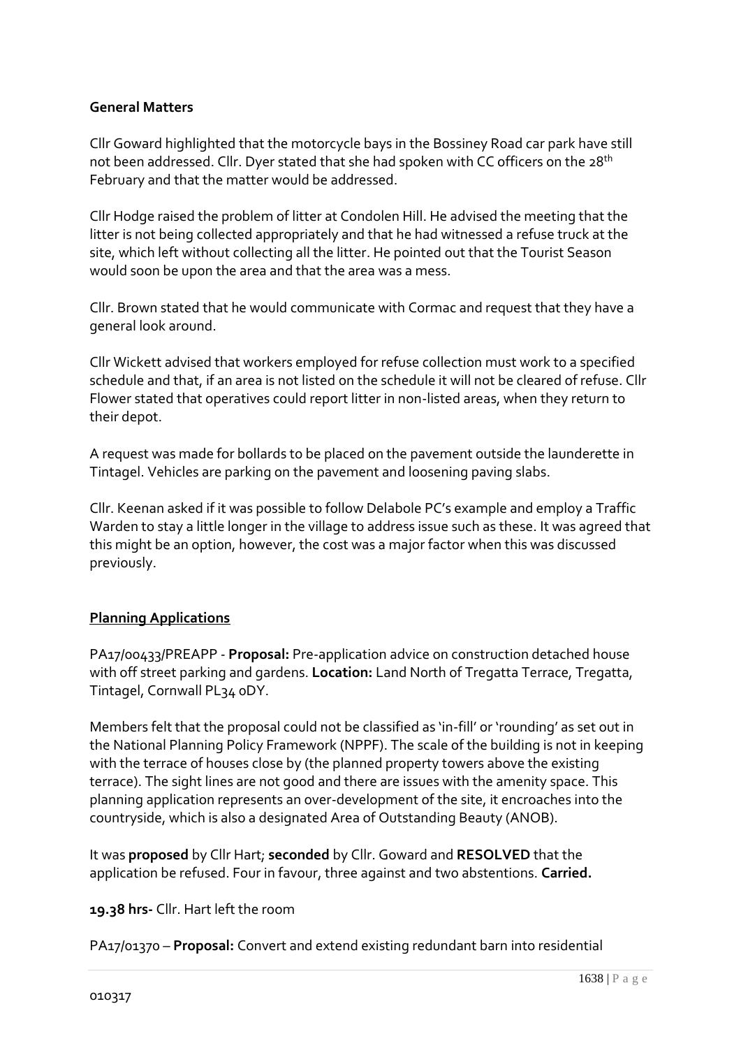**General Matters**

Cllr Goward highlighted that the motorcycle bays in the Bossiney Road car park have still not been addressed. Cllr. Dyer stated that she had spoken with CC officers on the 28th February and that the matter would be addressed.

Cllr Hodge raised the problem of litter at Condolen Hill. He advised the meeting that the litter is not being collected appropriately and that he had witnessed a refuse truck at the site, which left without collecting all the litter. He pointed out that the Tourist Season would soon be upon the area and that the area was a mess.

Cllr. Brown stated that he would communicate with Cormac and request that they have a general look around.

Cllr Wickett advised that workers employed for refuse collection must work to a specified schedule and that, if an area is not listed on the schedule it will not be cleared of refuse. Cllr Flower stated that operatives could report litter in non-listed areas, when they return to their depot.

A request was made for bollards to be placed on the pavement outside the launderette in Tintagel. Vehicles are parking on the pavement and loosening paving slabs.

Cllr. Keenan asked if it was possible to follow Delabole PC's example and employ a Traffic Warden to stay a little longer in the village to address issue such as these. It was agreed that this might be an option, however, the cost was a major factor when this was discussed previously.

**Planning Applications**

PA17/00433/PREAPP - **Proposal:** Pre-application advice on construction detached house with off street parking and gardens. **Location:** Land North of Tregatta Terrace, Tregatta, Tintagel, Cornwall PL34 0DY.

Members felt that the proposal could not be classified as 'in-fill' or 'rounding' as set out in the National Planning Policy Framework (NPPF). The scale of the building is not in keeping with the terrace of houses close by (the planned property towers above the existing terrace). The sight lines are not good and there are issues with the amenity space. This planning application represents an over-development of the site, it encroaches into the countryside, which is also a designated Area of Outstanding Beauty (ANOB).

It was **proposed** by Cllr Hart; **seconded** by Cllr. Goward and **RESOLVED** that the application be refused. Four in favour, three against and two abstentions. **Carried.**

**19.38 hrs-** Cllr. Hart left the room

PA17/01370 – **Proposal:** Convert and extend existing redundant barn into residential

010317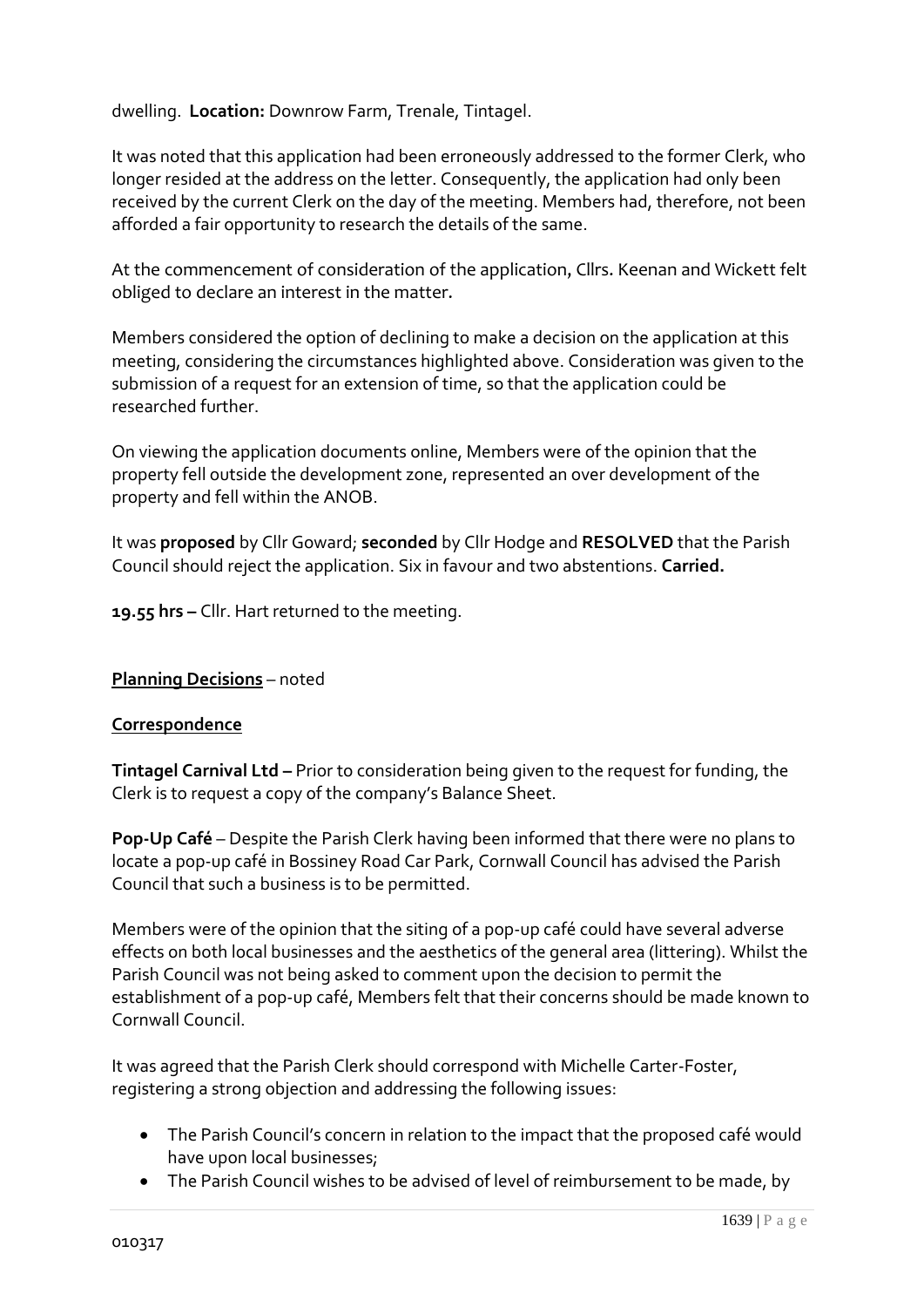dwelling. **Location:** Downrow Farm, Trenale, Tintagel.

It was noted that this application had been erroneously addressed to the former Clerk, who longer resided at the address on the letter. Consequently, the application had only been received by the current Clerk on the day of the meeting. Members had, therefore, not been afforded a fair opportunity to research the details of the same.

At the commencement of consideration of the application, Cllrs. Keenan and Wickett felt obliged to declare an interest in the matter.

Members considered the option of declining to make a decision on the application at this meeting, considering the circumstances highlighted above. Consideration was given to the submission of a request for an extension of time, so that the application could be researched further.

On viewing the application documents online, Members were of the opinion that the property fell outside the development zone, represented an over development of the property and fell within the ANOB.

It was **proposed** by Cllr Goward; **seconded** by Cllr Hodge and **RESOLVED** that the Parish Council should reject the application. Six in favour and two abstentions. **Carried.**

**19.55 hrs –** Cllr. Hart returned to the meeting.

**Planning Decisions** – noted

**Correspondence**

**Tintagel Carnival Ltd –** Prior to consideration being given to the request for funding, the Clerk is to request a copy of the company's Balance Sheet.

**Pop-Up Café** – Despite the Parish Clerk having been informed that there were no plans to locate a pop-up café in Bossiney Road Car Park, Cornwall Council has advised the Parish Council that such a business is to be permitted.

Members were of the opinion that the siting of a pop-up café could have several adverse effects on both local businesses and the aesthetics of the general area (littering). Whilst the Parish Council was not being asked to comment upon the decision to permit the establishment of a pop-up café, Members felt that their concerns should be made known to Cornwall Council.

It was agreed that the Parish Clerk should correspond with Michelle Carter-Foster, registering a strong objection and addressing the following issues:

- The Parish Council's concern in relation to the impact that the proposed café would have upon local businesses;
- The Parish Council wishes to be advised of level of reimbursement to be made, by

010317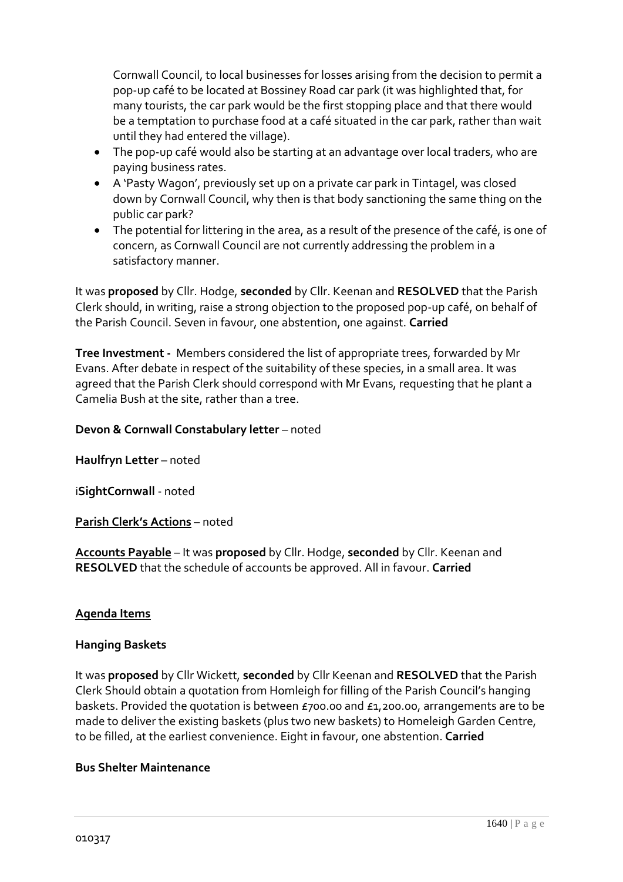Cornwall Council, to local businesses for losses arising from the decision to permit a pop-up café to be located at Bossiney Road car park (it was highlighted that, for many tourists, the car park would be the first stopping place and that there would be a temptation to purchase food at a café situated in the car park, rather than wait until they had entered the village).

- The pop-up café would also be starting at an advantage over local traders, who are paying business rates.
- A 'Pasty Wagon', previously set up on a private car park in Tintagel, was closed down by Cornwall Council, why then is that body sanctioning the same thing on the public car park?
- The potential for littering in the area, as a result of the presence of the café, is one of concern, as Cornwall Council are not currently addressing the problem in a satisfactory manner.

It was **proposed** by Cllr. Hodge, **seconded** by Cllr. Keenan and **RESOLVED** that the Parish Clerk should, in writing, raise a strong objection to the proposed pop-up café, on behalf of the Parish Council. Seven in favour, one abstention, one against. **Carried**

**Tree Investment -** Members considered the list of appropriate trees, forwarded by Mr Evans. After debate in respect of the suitability of these species, in a small area. It was agreed that the Parish Clerk should correspond with Mr Evans, requesting that he plant a Camelia Bush at the site, rather than a tree.

**Devon & Cornwall Constabulary letter** – noted

**Haulfryn Letter** – noted

i**SightCornwall** - noted

**Parish Clerk's Actions** – noted

**Accounts Payable** – It was **proposed** by Cllr. Hodge, **seconded** by Cllr. Keenan and **RESOLVED** that the schedule of accounts be approved. All in favour. **Carried**

**Agenda Items**

**Hanging Baskets**

It was **proposed** by Cllr Wickett, **seconded** by Cllr Keenan and **RESOLVED** that the Parish Clerk Should obtain a quotation from Homleigh for filling of the Parish Council's hanging baskets. Provided the quotation is between £700.00 and £1,200.00, arrangements are to be made to deliver the existing baskets (plus two new baskets) to Homeleigh Garden Centre, to be filled, at the earliest convenience. Eight in favour, one abstention. **Carried**

**Bus Shelter Maintenance**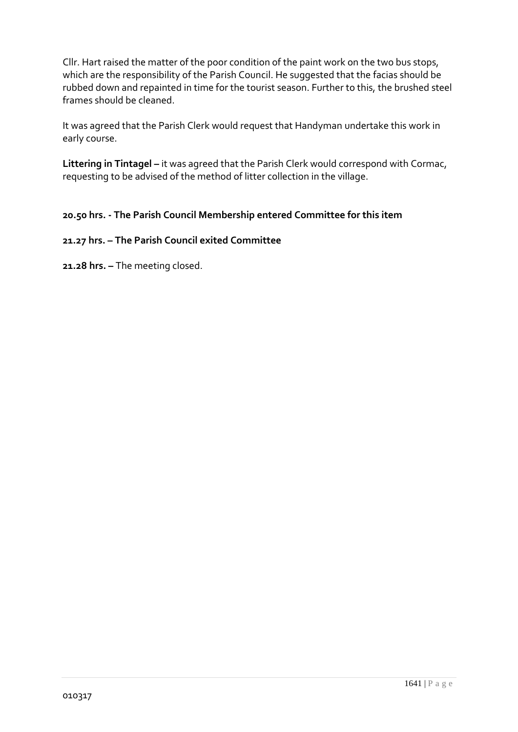Cllr. Hart raised the matter of the poor condition of the paint work on the two bus stops, which are the responsibility of the Parish Council. He suggested that the facias should be rubbed down and repainted in time for the tourist season. Further to this, the brushed steel frames should be cleaned.

It was agreed that the Parish Clerk would request that Handyman undertake this work in early course.

**Littering in Tintagel –** it was agreed that the Parish Clerk would correspond with Cormac, requesting to be advised of the method of litter collection in the village.

**20.50 hrs. - The Parish Council Membership entered Committee for this item**

**21.27 hrs. – The Parish Council exited Committee**

**21.28 hrs. –** The meeting closed.